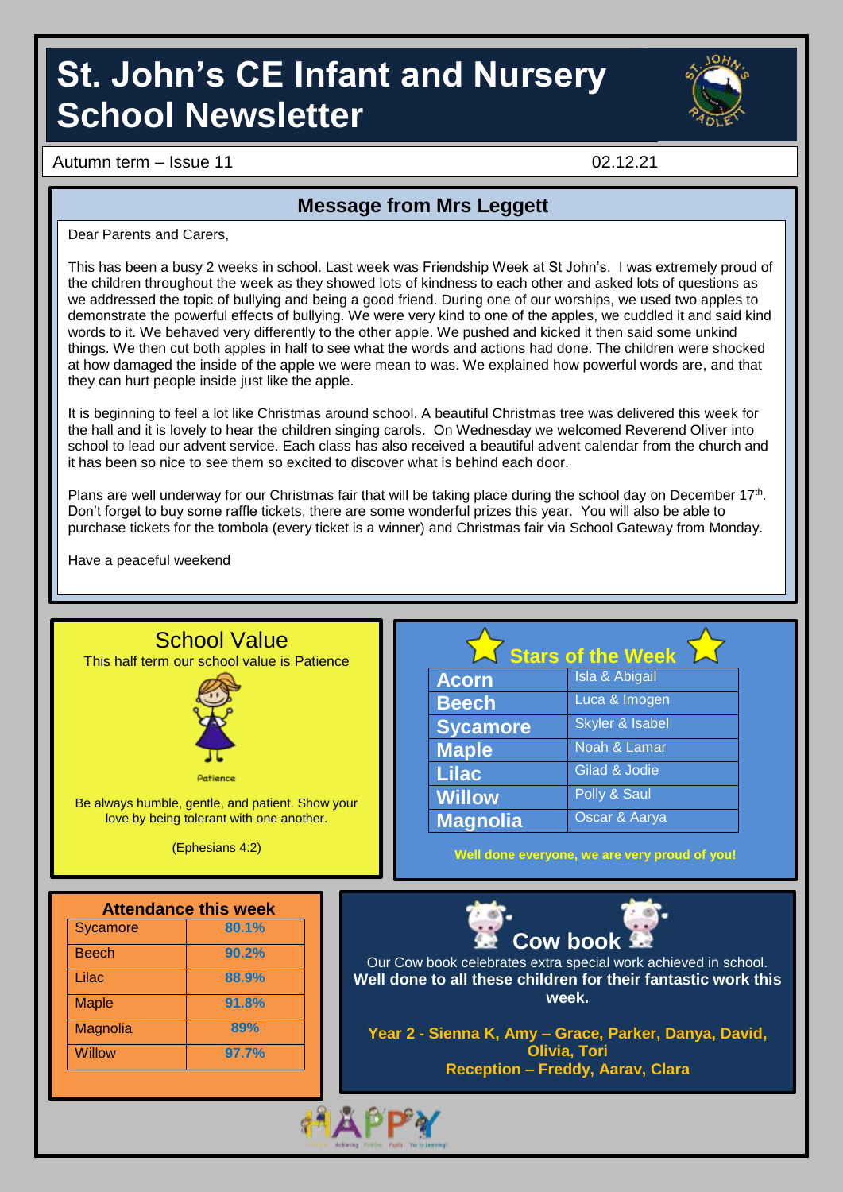# St. John's CE Infant and Nursery School Newsletter

Autum term – Issue 11 02.12.21

## Message from Mrs Leggett

Dear Parents and Carers,

This has been a busy 2 weeks in school. Last week was Friendship Week at St John's. I was extremely proud of the children throughout the week as they showed lots of kindness to each other and asked lots of questions as we addressed the topic of bullying and being a good friend. During one of our worships, we used two apples to demonstrate the powerful effects of bullying. We were very kind to one of the apples, we cuddled it and said kind words to it. We behaved very differently to the other apple. We pushed and kicked it then said some unkind things. We then cut both apples in half to see what the words and actions had done. The children were shocked at how damaged the inside of the apple we were mean to was. We explained how powerful words are, and that they can hurt people inside just like the apple.

It is beginning to feel a lot like Christmas around school. A beautiful Christmas tree was delivered this week for the hall and it is lovely to hear the children singing carols. On Wednesday we welcomed Reverend Oliver into school to lead our advent service. Each class has also received a beautiful advent calendar from the church and it has been so nice to see them so excited to discover what is behind each door.

Plans are well underway for our Christmas fair that will be taking place during the school day on December 17th. Don't forget to buy some raffle tickets, there are some wonderful prizes this year. You will also be able to purchase tickets for the tombola (every ticket is a winner) and Christmas fair via School Gateway from Monday.

Have a peaceful weekend

## School Value

This half term our school value is Patience

Patience

Be always humble, gentle, and patient. Show your love by being tolerant with one another.

(Ephesians 4:2)

## Stars of the Week

| Class | Stars |
|---|---|
| Acorn | Isla & Abigail |
| Beech | Luca & Imogen |
| Sycamore | Skyler & Isabel |
| Maple | Noah & Lamar |
| Lilac | Gilad & Jodie |
| Willow | Polly & Saul |
| Magnolia | Oscar & Aarya |

**Well done everyone, we are very proud of you!**

## Attendance this week

| Class | Attendance |
|---|---|
| Sycamore | 80.1% |
| Beech | 90.2% |
| Lilac | 88.9% |
| Maple | 91.8% |
| Magnolia | 89% |
| Willow | 97.7% |

## Cow book

Our Cow book celebrates extra special work achieved in school.
**Well done to all these children for their fantastic work this week.**

**Year 2 - Sienna K, Amy – Grace, Parker, Danya, David, Olivia, Tori**
**Reception – Freddy, Aarav, Clara**

HAPPY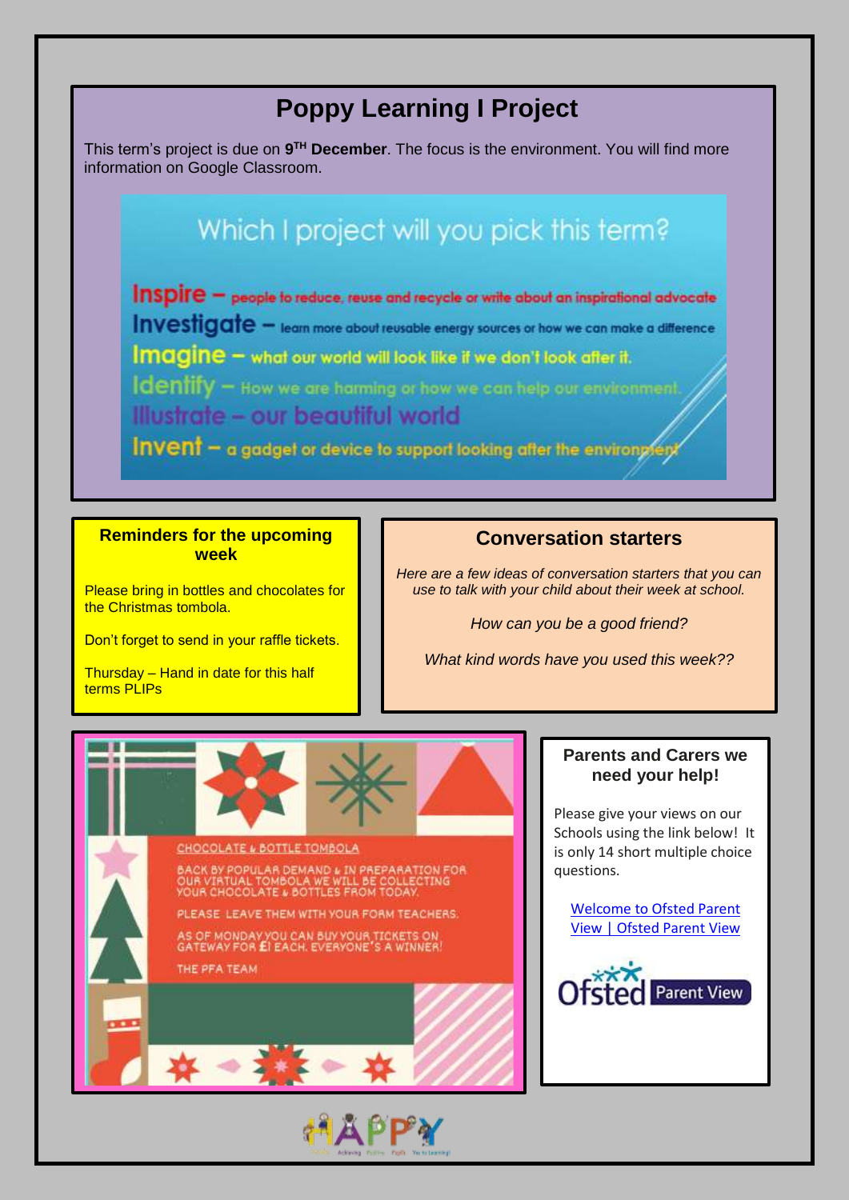## Poppy Learning I Project

This term's project is due on **9TH December**. The focus is the environment. You will find more information on Google Classroom.

### Which I project will you pick this term?

**Inspire** – people to reduce, reuse and recycle or write about an inspirational advocate

**Investigate** – learn more about reusable energy sources or how we can make a difference

**Imagine** – what our world will look like if we don't look after it.

**Identify** – How we are harming or how we can help our environment.

**Illustrate** – our beautiful world

**Invent** – a gadget or device to support looking after the environment

### Reminders for the upcoming week

Please bring in bottles and chocolates for the Christmas tombola.

Don't forget to send in your raffle tickets.

Thursday – Hand in date for this half terms PLIPs

### Conversation starters

*Here are a few ideas of conversation starters that you can use to talk with your child about their week at school.*

*How can you be a good friend?*

*What kind words have you used this week??*

### CHOCOLATE & BOTTLE TOMBOLA

BACK BY POPULAR DEMAND & IN PREPARATION FOR OUR VIRTUAL TOMBOLA WE WILL BE COLLECTING YOUR CHOCOLATE & BOTTLES FROM TODAY.

PLEASE LEAVE THEM WITH YOUR FORM TEACHERS.

AS OF MONDAY YOU CAN BUY YOUR TICKETS ON GATEWAY FOR £1 EACH. EVERYONE'S A WINNER!

THE PFA TEAM

### Parents and Carers we need your help!

Please give your views on our Schools using the link below! It is only 14 short multiple choice questions.

[Welcome to Ofsted Parent View | Ofsted Parent View]

Ofsted Parent View

HAPPY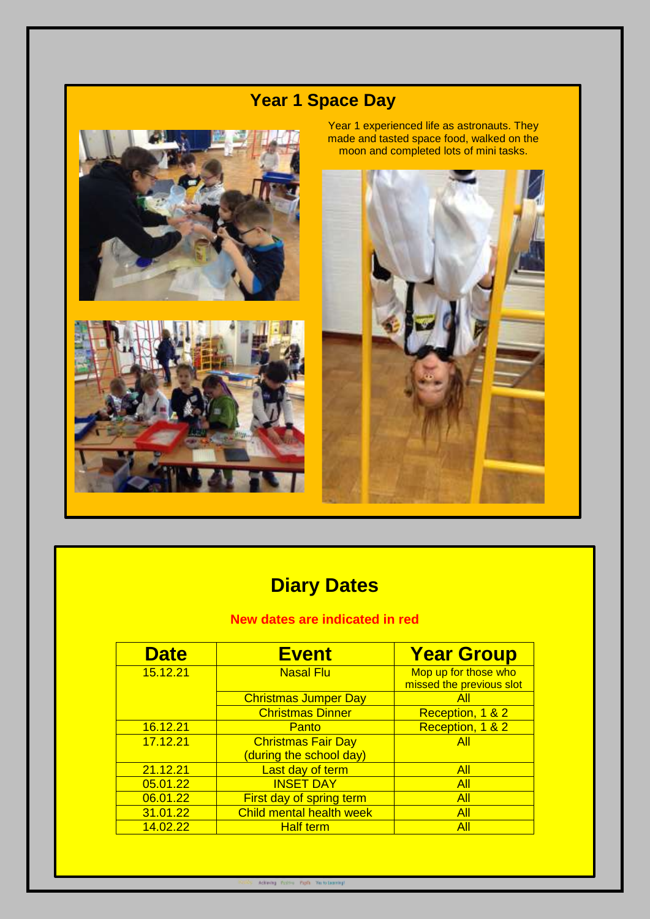## Year 1 Space Day

Year 1 experienced life as astronauts. They made and tasted space food, walked on the moon and completed lots of mini tasks.

## Diary Dates

**New dates are indicated in red**

| Date | Event | Year Group |
|---|---|---|
| 15.12.21 | Nasal Flu | Mop up for those who missed the previous slot |
| | Christmas Jumper Day | All |
| | Christmas Dinner | Reception, 1 & 2 |
| 16.12.21 | Panto | Reception, 1 & 2 |
| 17.12.21 | Christmas Fair Day (during the school day) | All |
| 21.12.21 | Last day of term | All |
| 05.01.22 | INSET DAY | All |
| 06.01.22 | First day of spring term | All |
| 31.01.22 | Child mental health week | All |
| 14.02.22 | Half term | All |